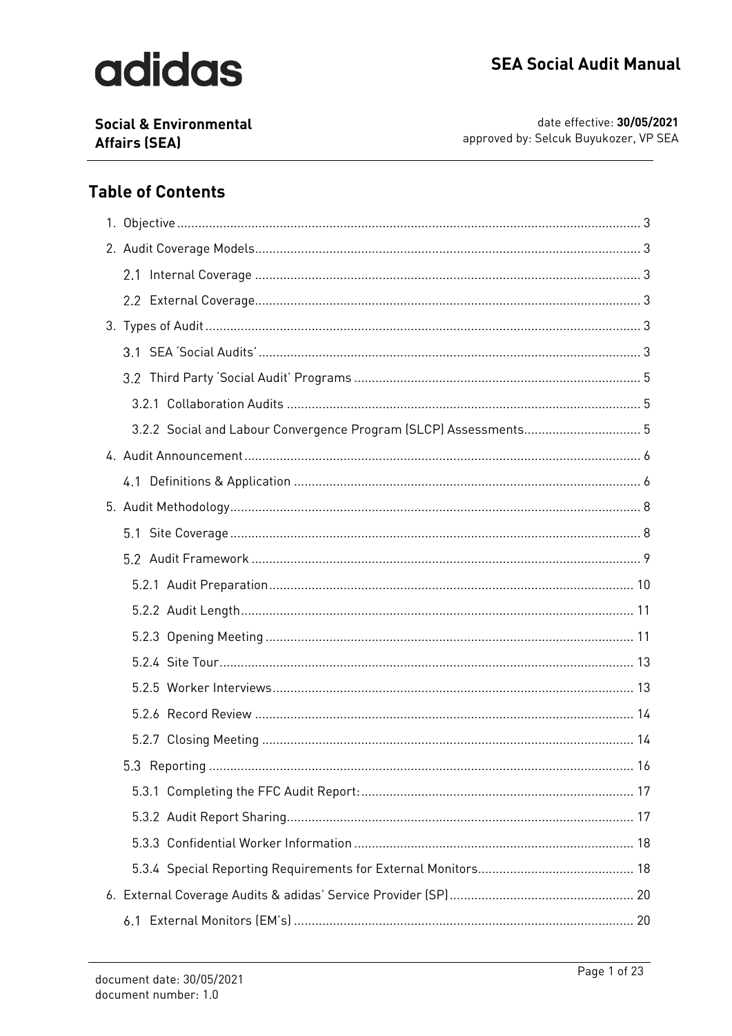adidas

# SEA Social Audit Manual

**Social & Environmental Affairs (SEA)**

date effective: **30/05/2021**
approved by: Selcuk Buyukozer, VP SEA

## Table of Contents

1. Objective ........ 3
2. Audit Coverage Models ........ 3
   2.1 Internal Coverage ........ 3
   2.2 External Coverage ........ 3
3. Types of Audit ........ 3
   3.1 SEA 'Social Audits' ........ 3
   3.2 Third Party 'Social Audit' Programs ........ 5
      3.2.1 Collaboration Audits ........ 5
      3.2.2 Social and Labour Convergence Program (SLCP) Assessments ........ 5
4. Audit Announcement ........ 6
   4.1 Definitions & Application ........ 6
5. Audit Methodology ........ 8
   5.1 Site Coverage ........ 8
   5.2 Audit Framework ........ 9
      5.2.1 Audit Preparation ........ 10
      5.2.2 Audit Length ........ 11
      5.2.3 Opening Meeting ........ 11
      5.2.4 Site Tour ........ 13
      5.2.5 Worker Interviews ........ 13
      5.2.6 Record Review ........ 14
      5.2.7 Closing Meeting ........ 14
   5.3 Reporting ........ 16
      5.3.1 Completing the FFC Audit Report: ........ 17
      5.3.2 Audit Report Sharing ........ 17
      5.3.3 Confidential Worker Information ........ 18
      5.3.4 Special Reporting Requirements for External Monitors ........ 18
6. External Coverage Audits & adidas' Service Provider (SP) ........ 20
   6.1 External Monitors (EM's) ........ 20

document date: 30/05/2021
document number: 1.0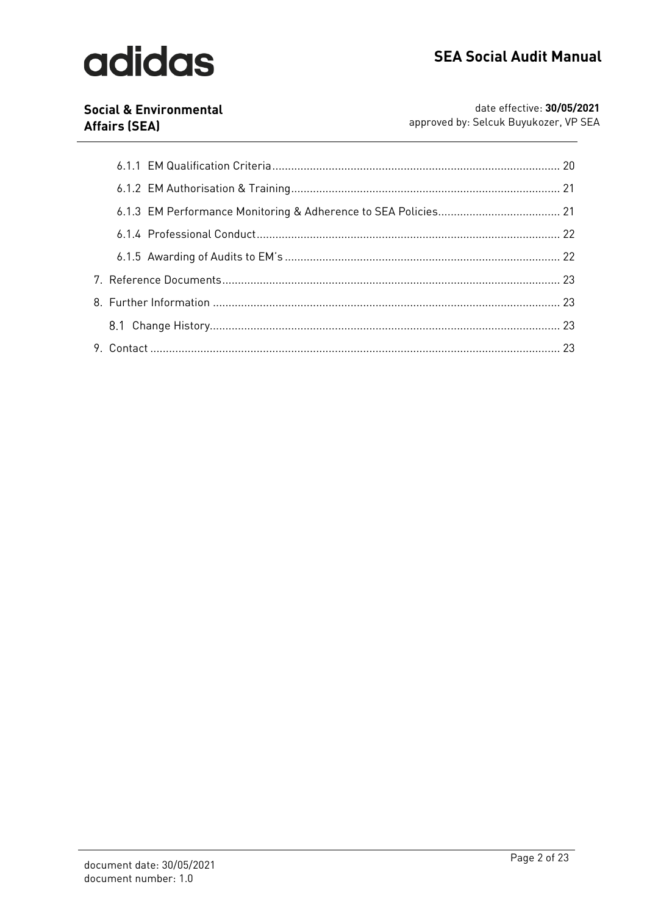- 6.1.1 EM Qualification Criteria ........................................................................................ 20
- 6.1.2 EM Authorisation & Training ..................................................................................... 21
- 6.1.3 EM Performance Monitoring & Adherence to SEA Policies ....................................... 21
- 6.1.4 Professional Conduct ................................................................................................ 22
- 6.1.5 Awarding of Audits to EM's ....................................................................................... 22

7. Reference Documents ........................................................................................................ 23
8. Further Information ............................................................................................................ 23
   - 8.1 Change History ............................................................................................................ 23
9. Contact ................................................................................................................................ 23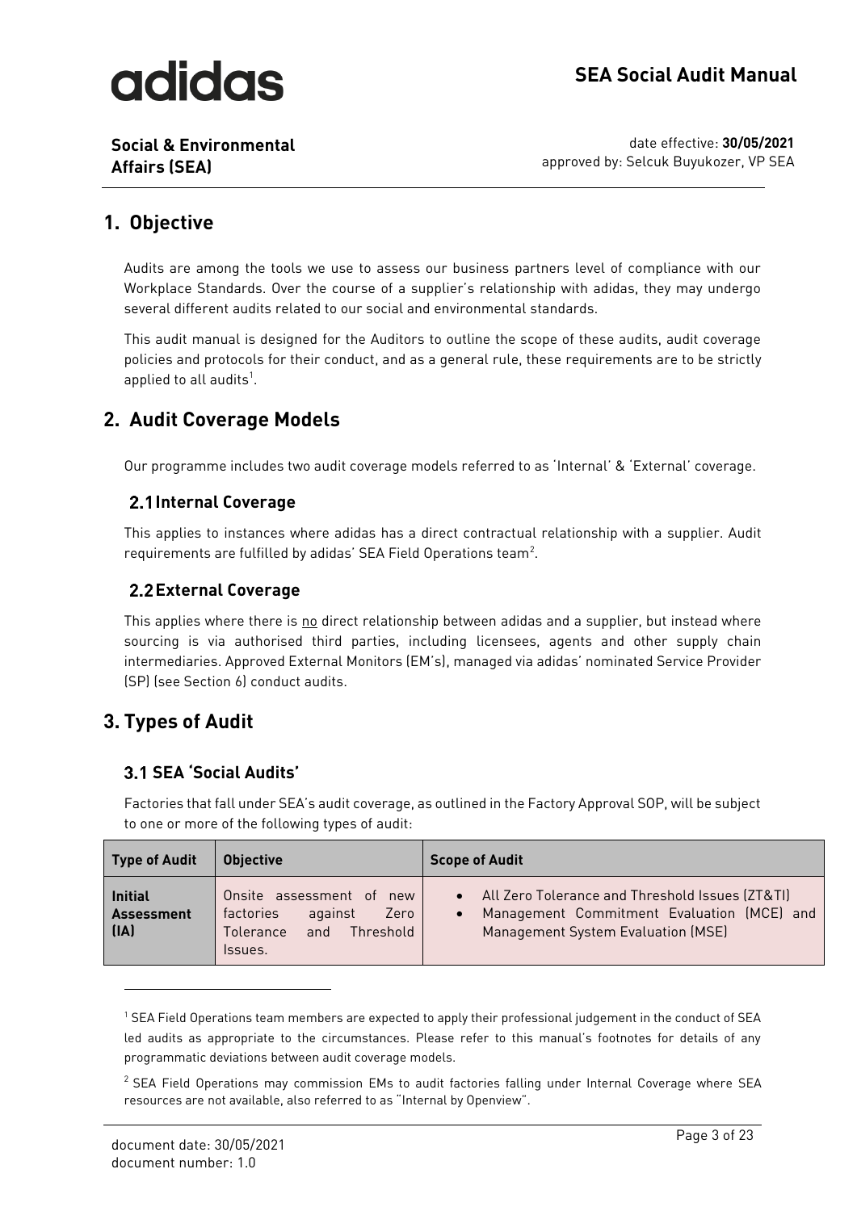## 1. Objective

Audits are among the tools we use to assess our business partners level of compliance with our Workplace Standards. Over the course of a supplier's relationship with adidas, they may undergo several different audits related to our social and environmental standards.

This audit manual is designed for the Auditors to outline the scope of these audits, audit coverage policies and protocols for their conduct, and as a general rule, these requirements are to be strictly applied to all audits[1].

## 2. Audit Coverage Models

Our programme includes two audit coverage models referred to as 'Internal' & 'External' coverage.

### 2.1 Internal Coverage

This applies to instances where adidas has a direct contractual relationship with a supplier. Audit requirements are fulfilled by adidas' SEA Field Operations team[2].

### 2.2 External Coverage

This applies where there is no direct relationship between adidas and a supplier, but instead where sourcing is via authorised third parties, including licensees, agents and other supply chain intermediaries. Approved External Monitors (EM's), managed via adidas' nominated Service Provider (SP) (see Section 6) conduct audits.

## 3. Types of Audit

### 3.1 SEA 'Social Audits'

Factories that fall under SEA's audit coverage, as outlined in the Factory Approval SOP, will be subject to one or more of the following types of audit:

| Type of Audit | Objective | Scope of Audit |
| --- | --- | --- |
| **Initial Assessment (IA)** | Onsite assessment of new factories against Zero Tolerance and Threshold Issues. | • All Zero Tolerance and Threshold Issues (ZT&TI)<br>• Management Commitment Evaluation (MCE) and Management System Evaluation (MSE) |

[1] SEA Field Operations team members are expected to apply their professional judgement in the conduct of SEA led audits as appropriate to the circumstances. Please refer to this manual's footnotes for details of any programmatic deviations between audit coverage models.

[2] SEA Field Operations may commission EMs to audit factories falling under Internal Coverage where SEA resources are not available, also referred to as "Internal by Openview".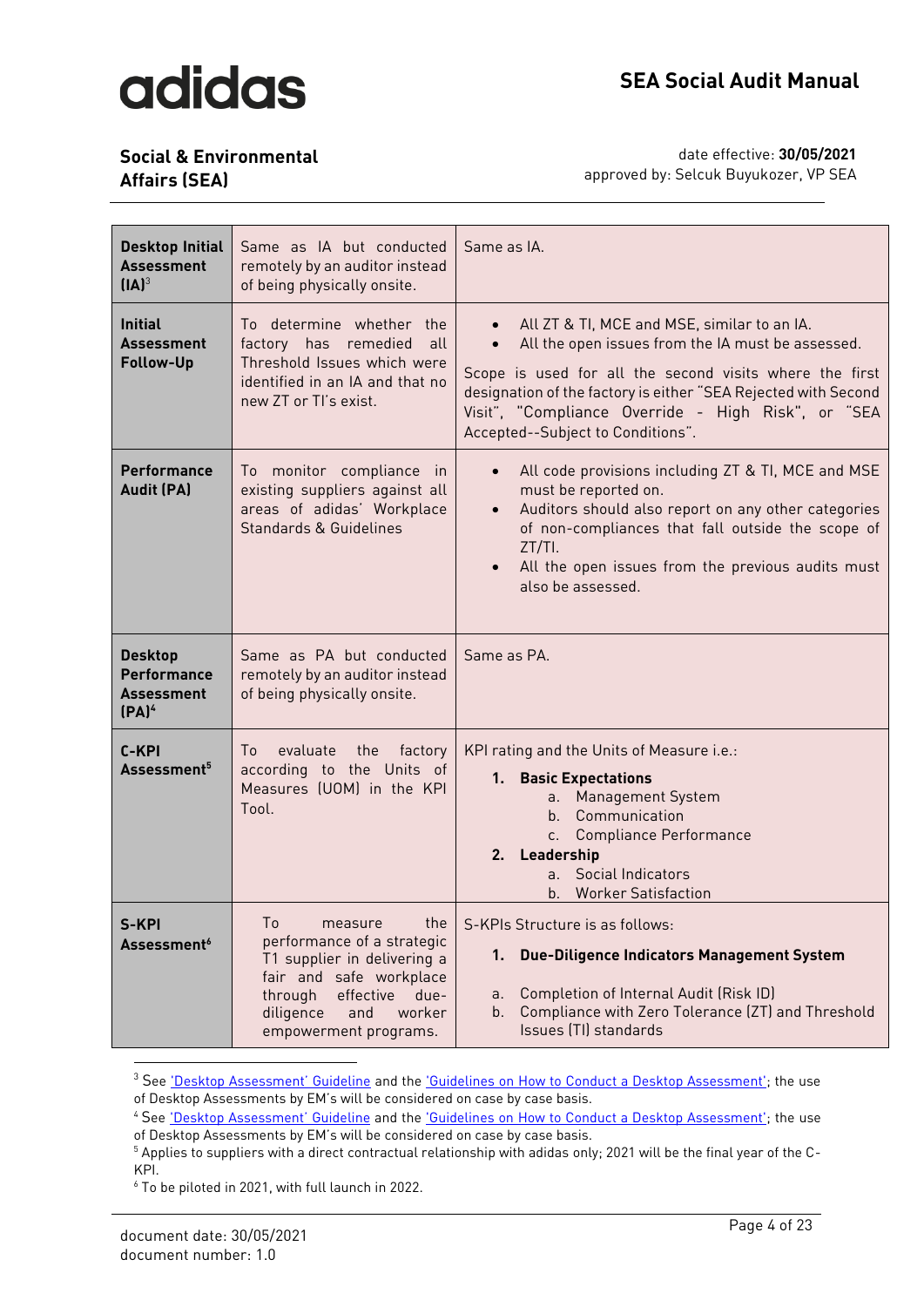| | | |
|---|---|---|
| **Desktop Initial Assessment (IA)**[3] | Same as IA but conducted remotely by an auditor instead of being physically onsite. | Same as IA. |
| **Initial Assessment Follow-Up** | To determine whether the factory has remedied all Threshold Issues which were identified in an IA and that no new ZT or TI's exist. | • All ZT & TI, MCE and MSE, similar to an IA.<br>• All the open issues from the IA must be assessed.<br><br>Scope is used for all the second visits where the first designation of the factory is either "SEA Rejected with Second Visit", "Compliance Override - High Risk", or "SEA Accepted--Subject to Conditions". |
| **Performance Audit (PA)** | To monitor compliance in existing suppliers against all areas of adidas' Workplace Standards & Guidelines | • All code provisions including ZT & TI, MCE and MSE must be reported on.<br>• Auditors should also report on any other categories of non-compliances that fall outside the scope of ZT/TI.<br>• All the open issues from the previous audits must also be assessed. |
| **Desktop Performance Assessment (PA)**[4] | Same as PA but conducted remotely by an auditor instead of being physically onsite. | Same as PA. |
| **C-KPI Assessment**[5] | To evaluate the factory according to the Units of Measures (UOM) in the KPI Tool. | KPI rating and the Units of Measure i.e.:<br>**1. Basic Expectations**<br>a. Management System<br>b. Communication<br>c. Compliance Performance<br>**2. Leadership**<br>a. Social Indicators<br>b. Worker Satisfaction |
| **S-KPI Assessment**[6] | To measure the performance of a strategic T1 supplier in delivering a fair and safe workplace through effective due-diligence and worker empowerment programs. | S-KPIs Structure is as follows:<br>**1. Due-Diligence Indicators Management System**<br>a. Completion of Internal Audit (Risk ID)<br>b. Compliance with Zero Tolerance (ZT) and Threshold Issues (TI) standards |

[3] See 'Desktop Assessment' Guideline and the 'Guidelines on How to Conduct a Desktop Assessment'; the use of Desktop Assessments by EM's will be considered on case by case basis.

[4] See 'Desktop Assessment' Guideline and the 'Guidelines on How to Conduct a Desktop Assessment'; the use of Desktop Assessments by EM's will be considered on case by case basis.

[5] Applies to suppliers with a direct contractual relationship with adidas only; 2021 will be the final year of the C-KPI.

[6] To be piloted in 2021, with full launch in 2022.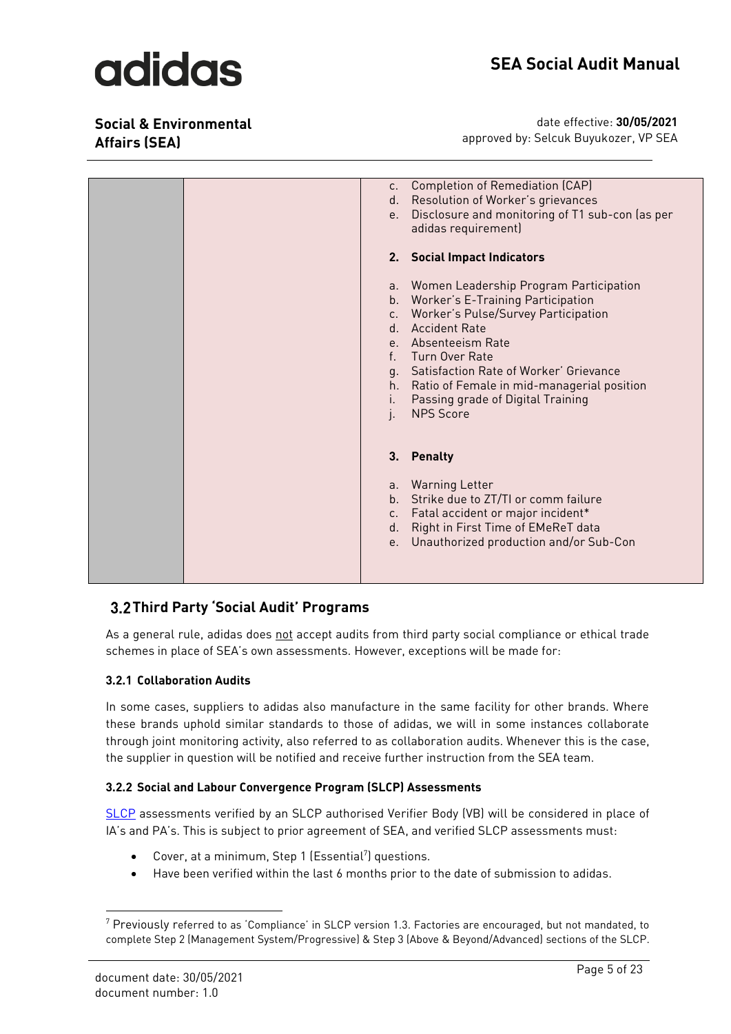| | | c. Completion of Remediation (CAP)<br>d. Resolution of Worker's grievances<br>e. Disclosure and monitoring of T1 sub-con (as per adidas requirement)<br><br>**2. Social Impact Indicators**<br><br>a. Women Leadership Program Participation<br>b. Worker's E-Training Participation<br>c. Worker's Pulse/Survey Participation<br>d. Accident Rate<br>e. Absenteeism Rate<br>f. Turn Over Rate<br>g. Satisfaction Rate of Worker' Grievance<br>h. Ratio of Female in mid-managerial position<br>i. Passing grade of Digital Training<br>j. NPS Score<br><br>**3. Penalty**<br><br>a. Warning Letter<br>b. Strike due to ZT/TI or comm failure<br>c. Fatal accident or major incident*<br>d. Right in First Time of EMeReT data<br>e. Unauthorized production and/or Sub-Con |
|---|---|---|

## 3.2 Third Party 'Social Audit' Programs

As a general rule, adidas does not accept audits from third party social compliance or ethical trade schemes in place of SEA's own assessments. However, exceptions will be made for:

### 3.2.1 Collaboration Audits

In some cases, suppliers to adidas also manufacture in the same facility for other brands. Where these brands uphold similar standards to those of adidas, we will in some instances collaborate through joint monitoring activity, also referred to as collaboration audits. Whenever this is the case, the supplier in question will be notified and receive further instruction from the SEA team.

### 3.2.2 Social and Labour Convergence Program (SLCP) Assessments

SLCP assessments verified by an SLCP authorised Verifier Body (VB) will be considered in place of IA's and PA's. This is subject to prior agreement of SEA, and verified SLCP assessments must:

- Cover, at a minimum, Step 1 (Essential[7]) questions.
- Have been verified within the last 6 months prior to the date of submission to adidas.

[7] Previously referred to as 'Compliance' in SLCP version 1.3. Factories are encouraged, but not mandated, to complete Step 2 (Management System/Progressive) & Step 3 (Above & Beyond/Advanced) sections of the SLCP.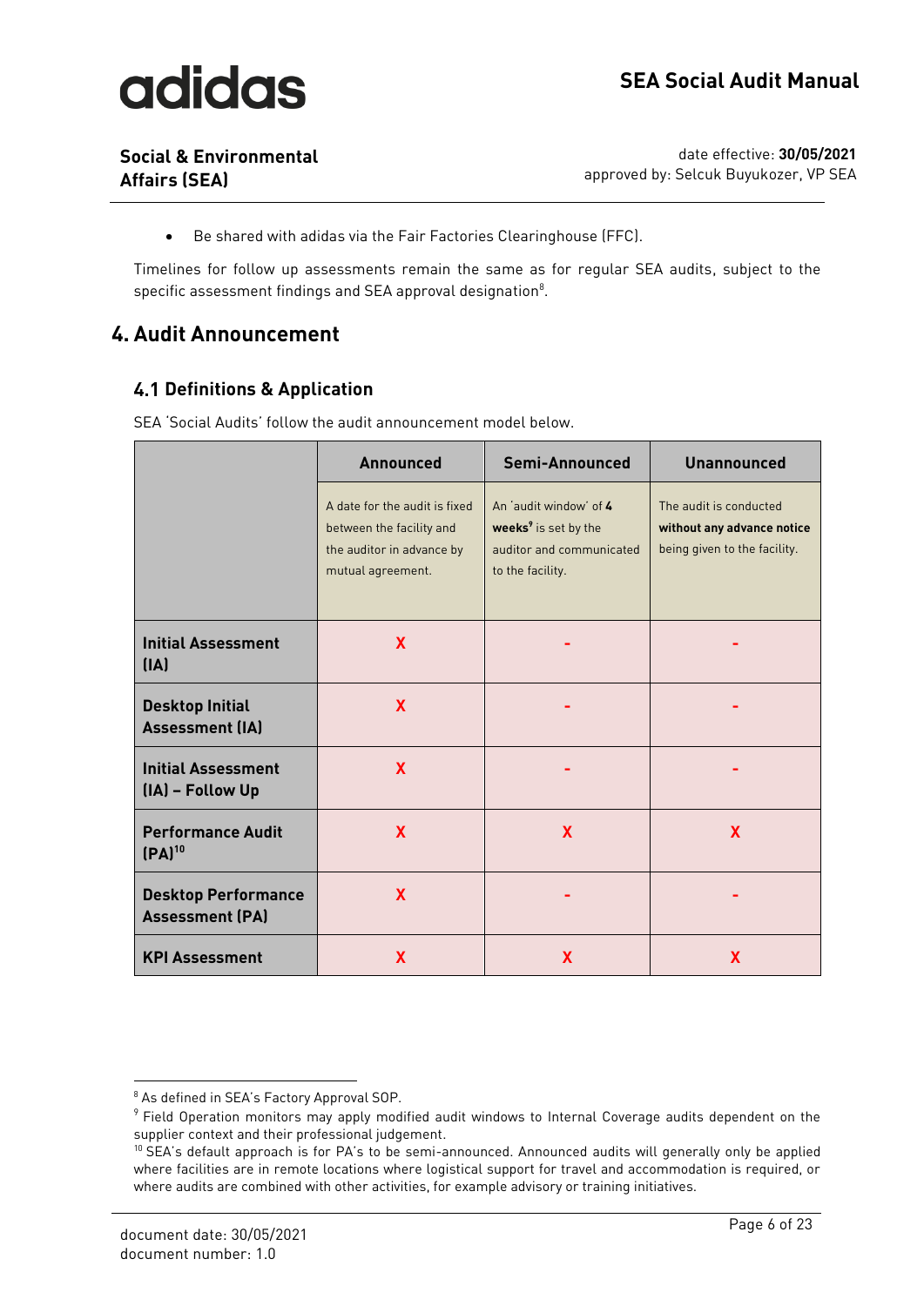- Be shared with adidas via the Fair Factories Clearinghouse (FFC).

Timelines for follow up assessments remain the same as for regular SEA audits, subject to the specific assessment findings and SEA approval designation[8].

# 4. Audit Announcement

## 4.1 Definitions & Application

SEA 'Social Audits' follow the audit announcement model below.

| | Announced | Semi-Announced | Unannounced |
|---|---|---|---|
| | A date for the audit is fixed between the facility and the auditor in advance by mutual agreement. | An 'audit window' of **4 weeks**[9] is set by the auditor and communicated to the facility. | The audit is conducted **without any advance notice** being given to the facility. |
| **Initial Assessment (IA)** | X | - | - |
| **Desktop Initial Assessment (IA)** | X | - | - |
| **Initial Assessment (IA) – Follow Up** | X | - | - |
| **Performance Audit (PA)**[10] | X | X | X |
| **Desktop Performance Assessment (PA)** | X | - | - |
| **KPI Assessment** | X | X | X |

[8] As defined in SEA's Factory Approval SOP.

[9] Field Operation monitors may apply modified audit windows to Internal Coverage audits dependent on the supplier context and their professional judgement.

[10] SEA's default approach is for PA's to be semi-announced. Announced audits will generally only be applied where facilities are in remote locations where logistical support for travel and accommodation is required, or where audits are combined with other activities, for example advisory or training initiatives.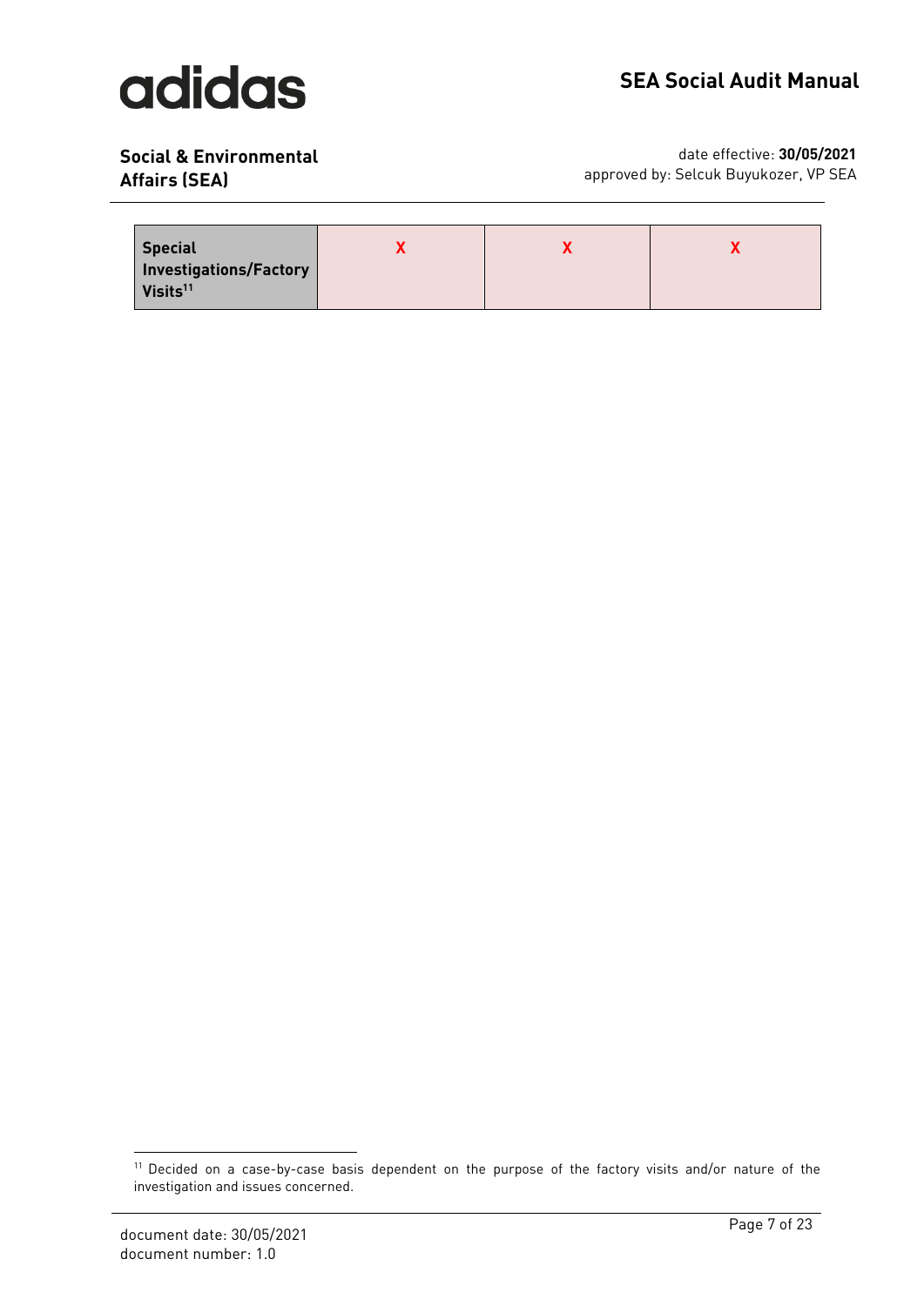| Special Investigations/Factory Visits[11] | X | X | X |
|---|---|---|---|

[11] Decided on a case-by-case basis dependent on the purpose of the factory visits and/or nature of the investigation and issues concerned.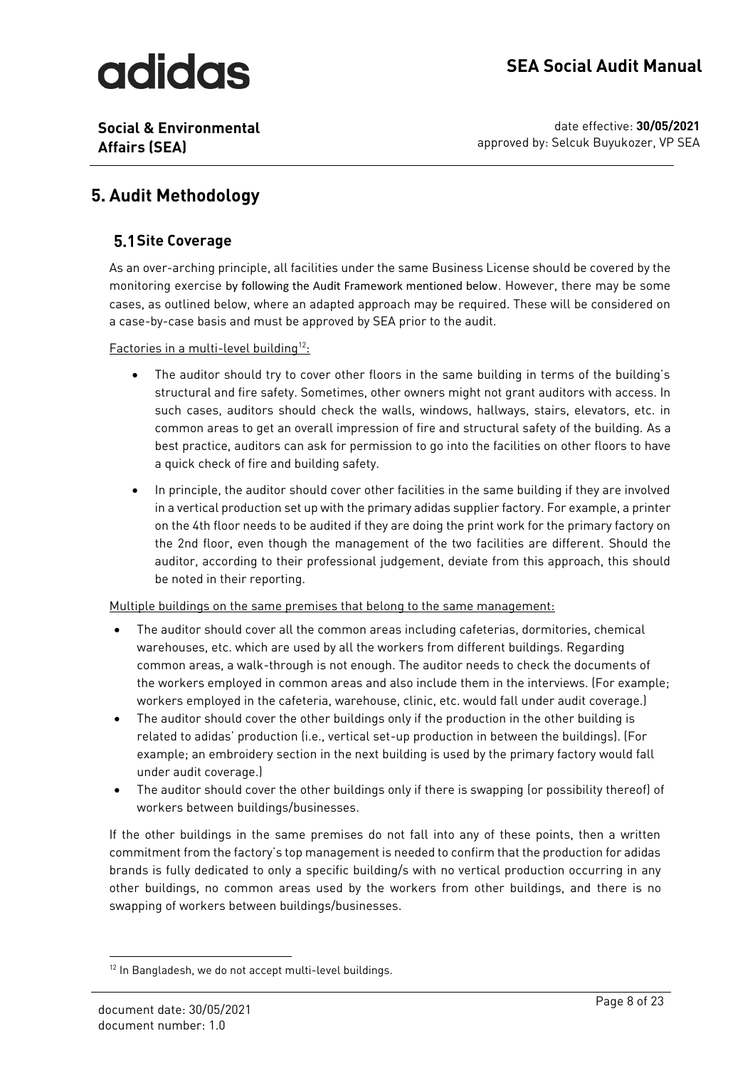# 5. Audit Methodology

## 5.1 Site Coverage

As an over-arching principle, all facilities under the same Business License should be covered by the monitoring exercise by following the Audit Framework mentioned below. However, there may be some cases, as outlined below, where an adapted approach may be required. These will be considered on a case-by-case basis and must be approved by SEA prior to the audit.

Factories in a multi-level building[12]:

- The auditor should try to cover other floors in the same building in terms of the building's structural and fire safety. Sometimes, other owners might not grant auditors with access. In such cases, auditors should check the walls, windows, hallways, stairs, elevators, etc. in common areas to get an overall impression of fire and structural safety of the building. As a best practice, auditors can ask for permission to go into the facilities on other floors to have a quick check of fire and building safety.
- In principle, the auditor should cover other facilities in the same building if they are involved in a vertical production set up with the primary adidas supplier factory. For example, a printer on the 4th floor needs to be audited if they are doing the print work for the primary factory on the 2nd floor, even though the management of the two facilities are different. Should the auditor, according to their professional judgement, deviate from this approach, this should be noted in their reporting.

Multiple buildings on the same premises that belong to the same management:

- The auditor should cover all the common areas including cafeterias, dormitories, chemical warehouses, etc. which are used by all the workers from different buildings. Regarding common areas, a walk-through is not enough. The auditor needs to check the documents of the workers employed in common areas and also include them in the interviews. (For example; workers employed in the cafeteria, warehouse, clinic, etc. would fall under audit coverage.)
- The auditor should cover the other buildings only if the production in the other building is related to adidas' production (i.e., vertical set-up production in between the buildings). (For example; an embroidery section in the next building is used by the primary factory would fall under audit coverage.)
- The auditor should cover the other buildings only if there is swapping (or possibility thereof) of workers between buildings/businesses.

If the other buildings in the same premises do not fall into any of these points, then a written commitment from the factory's top management is needed to confirm that the production for adidas brands is fully dedicated to only a specific building/s with no vertical production occurring in any other buildings, no common areas used by the workers from other buildings, and there is no swapping of workers between buildings/businesses.

[12] In Bangladesh, we do not accept multi-level buildings.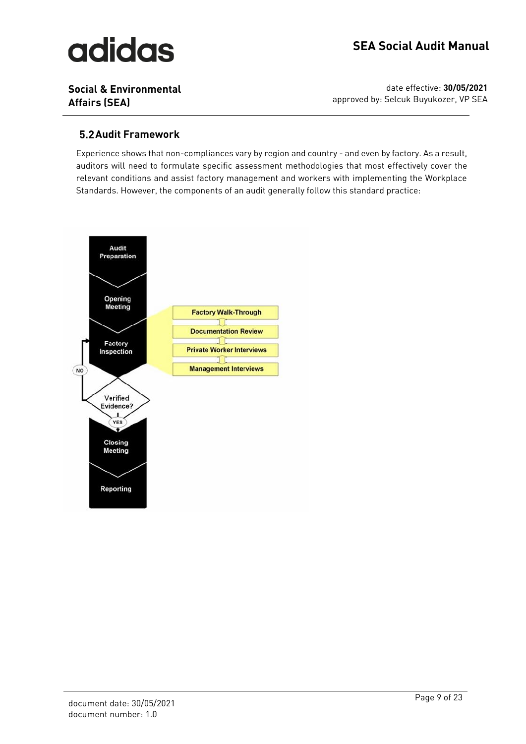## 5.2 Audit Framework

Experience shows that non-compliances vary by region and country - and even by factory. As a result, auditors will need to formulate specific assessment methodologies that most effectively cover the relevant conditions and assist factory management and workers with implementing the Workplace Standards. However, the components of an audit generally follow this standard practice:

- Audit Preparation
- Opening Meeting
- Factory Inspection
  - Factory Walk-Through
  - Documentation Review
  - Private Worker Interviews
  - Management Interviews
- Verified Evidence?
  - NO → back to Factory Inspection
  - YES → Closing Meeting
- Closing Meeting
- Reporting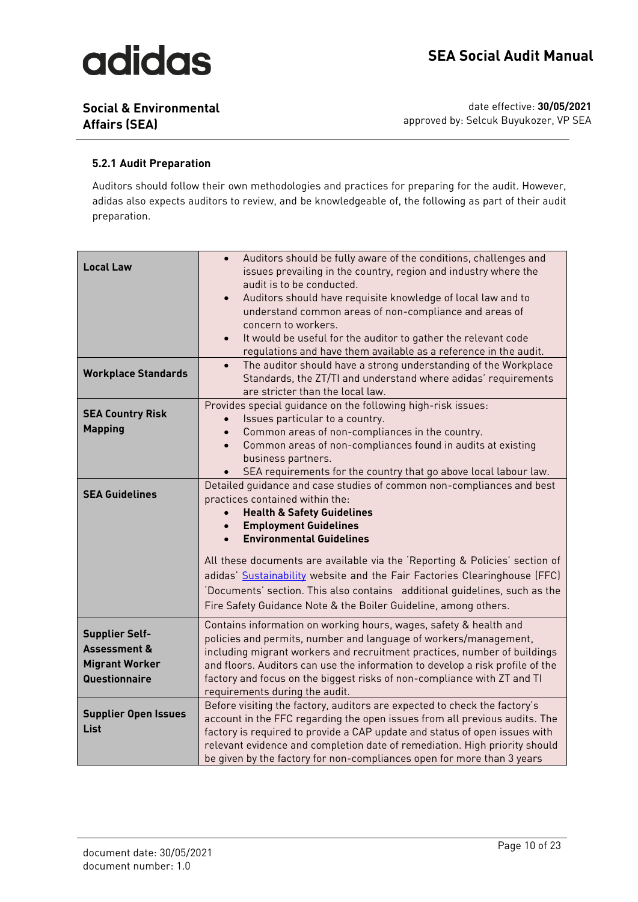### 5.2.1 Audit Preparation

Auditors should follow their own methodologies and practices for preparing for the audit. However, adidas also expects auditors to review, and be knowledgeable of, the following as part of their audit preparation.

| | |
|---|---|
| **Local Law** | • Auditors should be fully aware of the conditions, challenges and issues prevailing in the country, region and industry where the audit is to be conducted.<br>• Auditors should have requisite knowledge of local law and to understand common areas of non-compliance and areas of concern to workers.<br>• It would be useful for the auditor to gather the relevant code regulations and have them available as a reference in the audit. |
| **Workplace Standards** | • The auditor should have a strong understanding of the Workplace Standards, the ZT/TI and understand where adidas' requirements are stricter than the local law. |
| **SEA Country Risk Mapping** | Provides special guidance on the following high-risk issues:<br>• Issues particular to a country.<br>• Common areas of non-compliances in the country.<br>• Common areas of non-compliances found in audits at existing business partners.<br>• SEA requirements for the country that go above local labour law. |
| **SEA Guidelines** | Detailed guidance and case studies of common non-compliances and best practices contained within the:<br>• **Health & Safety Guidelines**<br>• **Employment Guidelines**<br>• **Environmental Guidelines**<br><br>All these documents are available via the 'Reporting & Policies' section of adidas' Sustainability website and the Fair Factories Clearinghouse (FFC) 'Documents' section. This also contains additional guidelines, such as the Fire Safety Guidance Note & the Boiler Guideline, among others. |
| **Supplier Self-Assessment & Migrant Worker Questionnaire** | Contains information on working hours, wages, safety & health and policies and permits, number and language of workers/management, including migrant workers and recruitment practices, number of buildings and floors. Auditors can use the information to develop a risk profile of the factory and focus on the biggest risks of non-compliance with ZT and TI requirements during the audit. |
| **Supplier Open Issues List** | Before visiting the factory, auditors are expected to check the factory's account in the FFC regarding the open issues from all previous audits. The factory is required to provide a CAP update and status of open issues with relevant evidence and completion date of remediation. High priority should be given by the factory for non-compliances open for more than 3 years |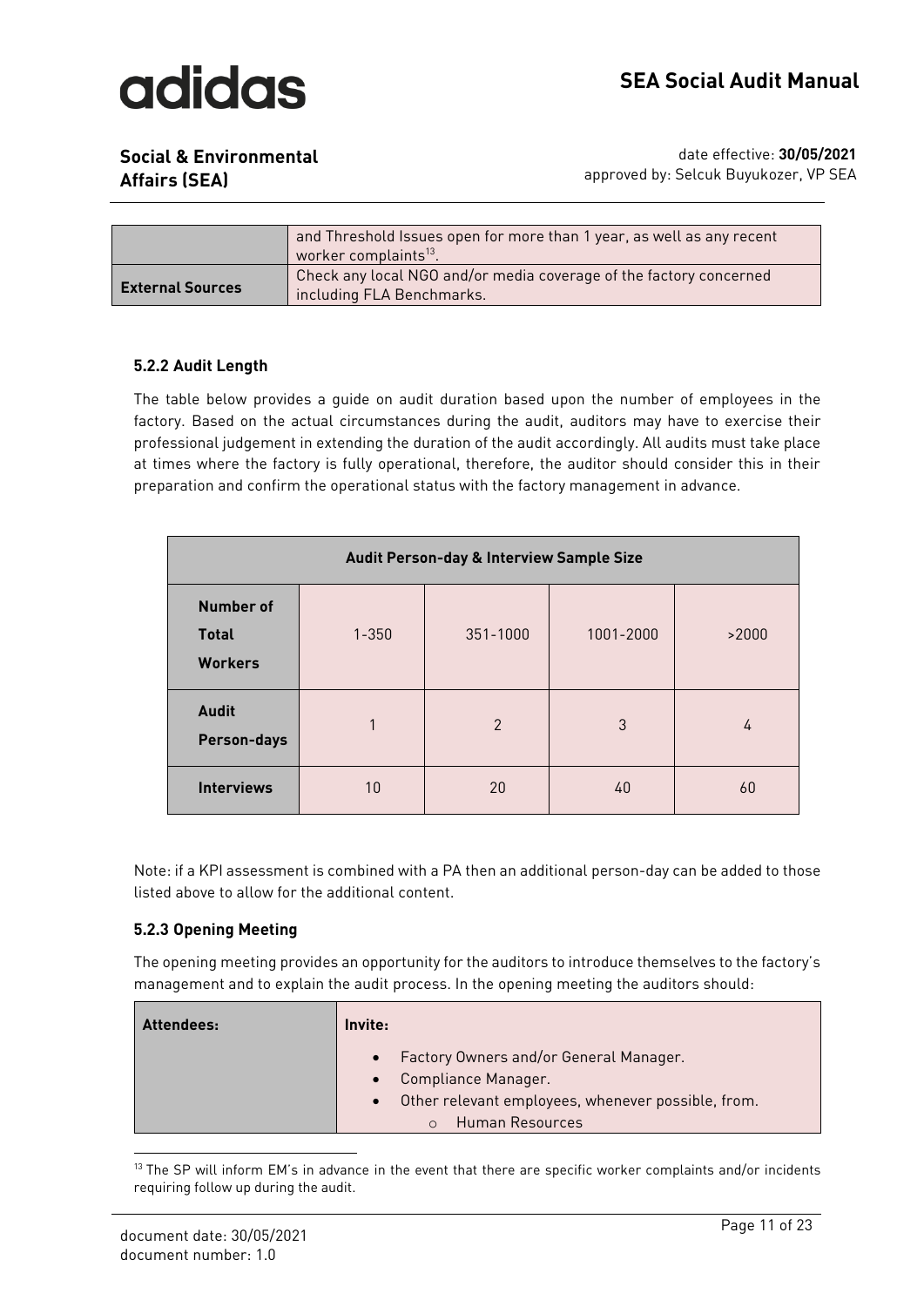| | and Threshold Issues open for more than 1 year, as well as any recent worker complaints[13]. |
|---|---|
| **External Sources** | Check any local NGO and/or media coverage of the factory concerned including FLA Benchmarks. |

### 5.2.2 Audit Length

The table below provides a guide on audit duration based upon the number of employees in the factory. Based on the actual circumstances during the audit, auditors may have to exercise their professional judgement in extending the duration of the audit accordingly. All audits must take place at times where the factory is fully operational, therefore, the auditor should consider this in their preparation and confirm the operational status with the factory management in advance.

| **Audit Person-day & Interview Sample Size** | | | | |
|---|---|---|---|---|
| **Number of Total Workers** | 1-350 | 351-1000 | 1001-2000 | >2000 |
| **Audit Person-days** | 1 | 2 | 3 | 4 |
| **Interviews** | 10 | 20 | 40 | 60 |

Note: if a KPI assessment is combined with a PA then an additional person-day can be added to those listed above to allow for the additional content.

### 5.2.3 Opening Meeting

The opening meeting provides an opportunity for the auditors to introduce themselves to the factory's management and to explain the audit process. In the opening meeting the auditors should:

| **Attendees:** | **Invite:**<br>• Factory Owners and/or General Manager.<br>• Compliance Manager.<br>• Other relevant employees, whenever possible, from.<br>&nbsp;&nbsp;&nbsp;&nbsp;○ Human Resources |
|---|---|

[13] The SP will inform EM's in advance in the event that there are specific worker complaints and/or incidents requiring follow up during the audit.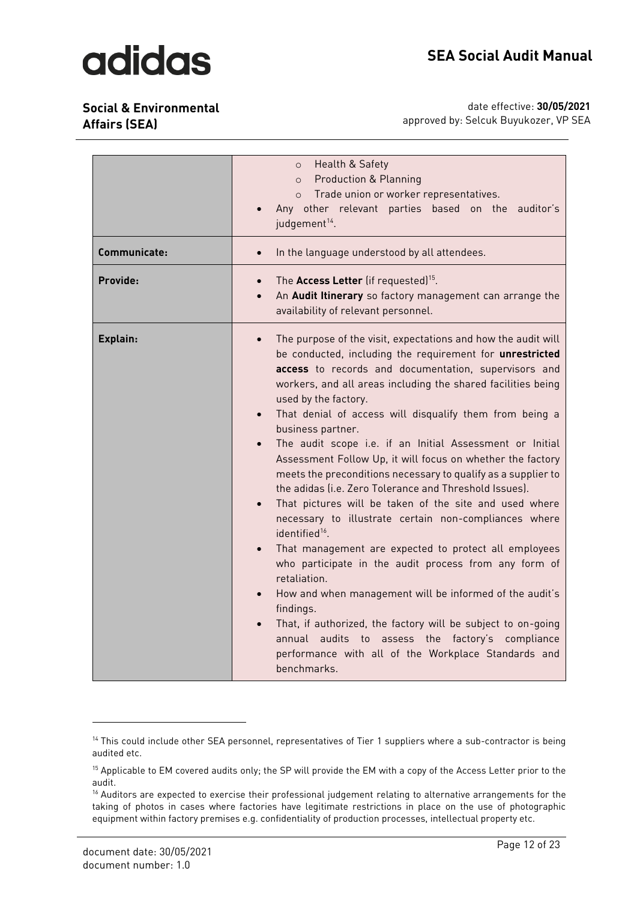| | |
|---|---|
| | ◦ Health & Safety<br>◦ Production & Planning<br>◦ Trade union or worker representatives.<br>• Any other relevant parties based on the auditor's judgement[14]. |
| **Communicate:** | • In the language understood by all attendees. |
| **Provide:** | • The **Access Letter** (if requested)[15].<br>• An **Audit Itinerary** so factory management can arrange the availability of relevant personnel. |
| **Explain:** | • The purpose of the visit, expectations and how the audit will be conducted, including the requirement for **unrestricted access** to records and documentation, supervisors and workers, and all areas including the shared facilities being used by the factory.<br>• That denial of access will disqualify them from being a business partner.<br>• The audit scope i.e. if an Initial Assessment or Initial Assessment Follow Up, it will focus on whether the factory meets the preconditions necessary to qualify as a supplier to the adidas (i.e. Zero Tolerance and Threshold Issues).<br>• That pictures will be taken of the site and used where necessary to illustrate certain non-compliances where identified[16].<br>• That management are expected to protect all employees who participate in the audit process from any form of retaliation.<br>• How and when management will be informed of the audit's findings.<br>• That, if authorized, the factory will be subject to on-going annual audits to assess the factory's compliance performance with all of the Workplace Standards and benchmarks. |

[14] This could include other SEA personnel, representatives of Tier 1 suppliers where a sub-contractor is being audited etc.

[15] Applicable to EM covered audits only; the SP will provide the EM with a copy of the Access Letter prior to the audit.

[16] Auditors are expected to exercise their professional judgement relating to alternative arrangements for the taking of photos in cases where factories have legitimate restrictions in place on the use of photographic equipment within factory premises e.g. confidentiality of production processes, intellectual property etc.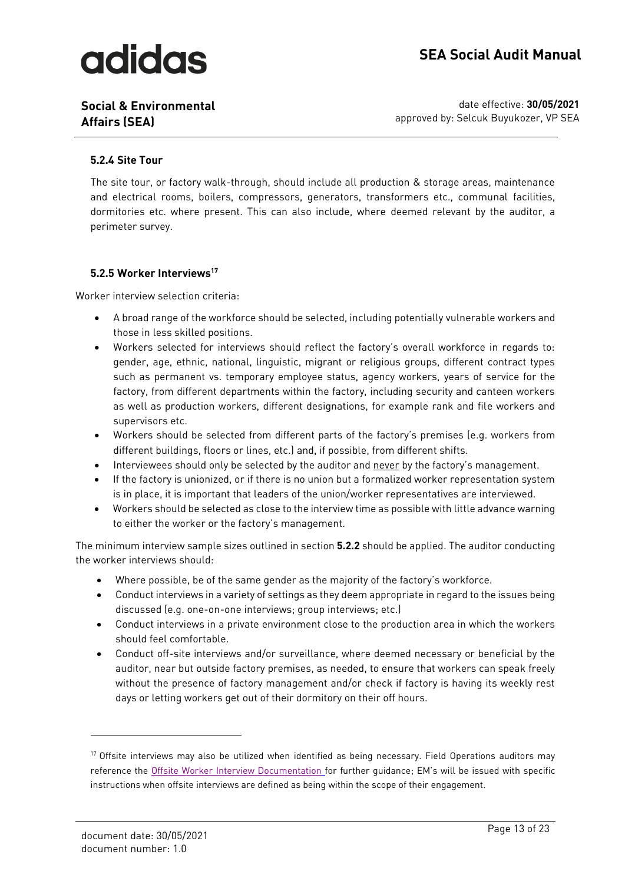### 5.2.4 Site Tour

The site tour, or factory walk-through, should include all production & storage areas, maintenance and electrical rooms, boilers, compressors, generators, transformers etc., communal facilities, dormitories etc. where present. This can also include, where deemed relevant by the auditor, a perimeter survey.

### 5.2.5 Worker Interviews[17]

Worker interview selection criteria:

- A broad range of the workforce should be selected, including potentially vulnerable workers and those in less skilled positions.
- Workers selected for interviews should reflect the factory's overall workforce in regards to: gender, age, ethnic, national, linguistic, migrant or religious groups, different contract types such as permanent vs. temporary employee status, agency workers, years of service for the factory, from different departments within the factory, including security and canteen workers as well as production workers, different designations, for example rank and file workers and supervisors etc.
- Workers should be selected from different parts of the factory's premises (e.g. workers from different buildings, floors or lines, etc.) and, if possible, from different shifts.
- Interviewees should only be selected by the auditor and <u>never</u> by the factory's management.
- If the factory is unionized, or if there is no union but a formalized worker representation system is in place, it is important that leaders of the union/worker representatives are interviewed.
- Workers should be selected as close to the interview time as possible with little advance warning to either the worker or the factory's management.

The minimum interview sample sizes outlined in section **5.2.2** should be applied. The auditor conducting the worker interviews should:

- Where possible, be of the same gender as the majority of the factory's workforce.
- Conduct interviews in a variety of settings as they deem appropriate in regard to the issues being discussed (e.g. one-on-one interviews; group interviews; etc.)
- Conduct interviews in a private environment close to the production area in which the workers should feel comfortable.
- Conduct off-site interviews and/or surveillance, where deemed necessary or beneficial by the auditor, near but outside factory premises, as needed, to ensure that workers can speak freely without the presence of factory management and/or check if factory is having its weekly rest days or letting workers get out of their dormitory on their off hours.

---

[17] Offsite interviews may also be utilized when identified as being necessary. Field Operations auditors may reference the Offsite Worker Interview Documentation for further guidance; EM's will be issued with specific instructions when offsite interviews are defined as being within the scope of their engagement.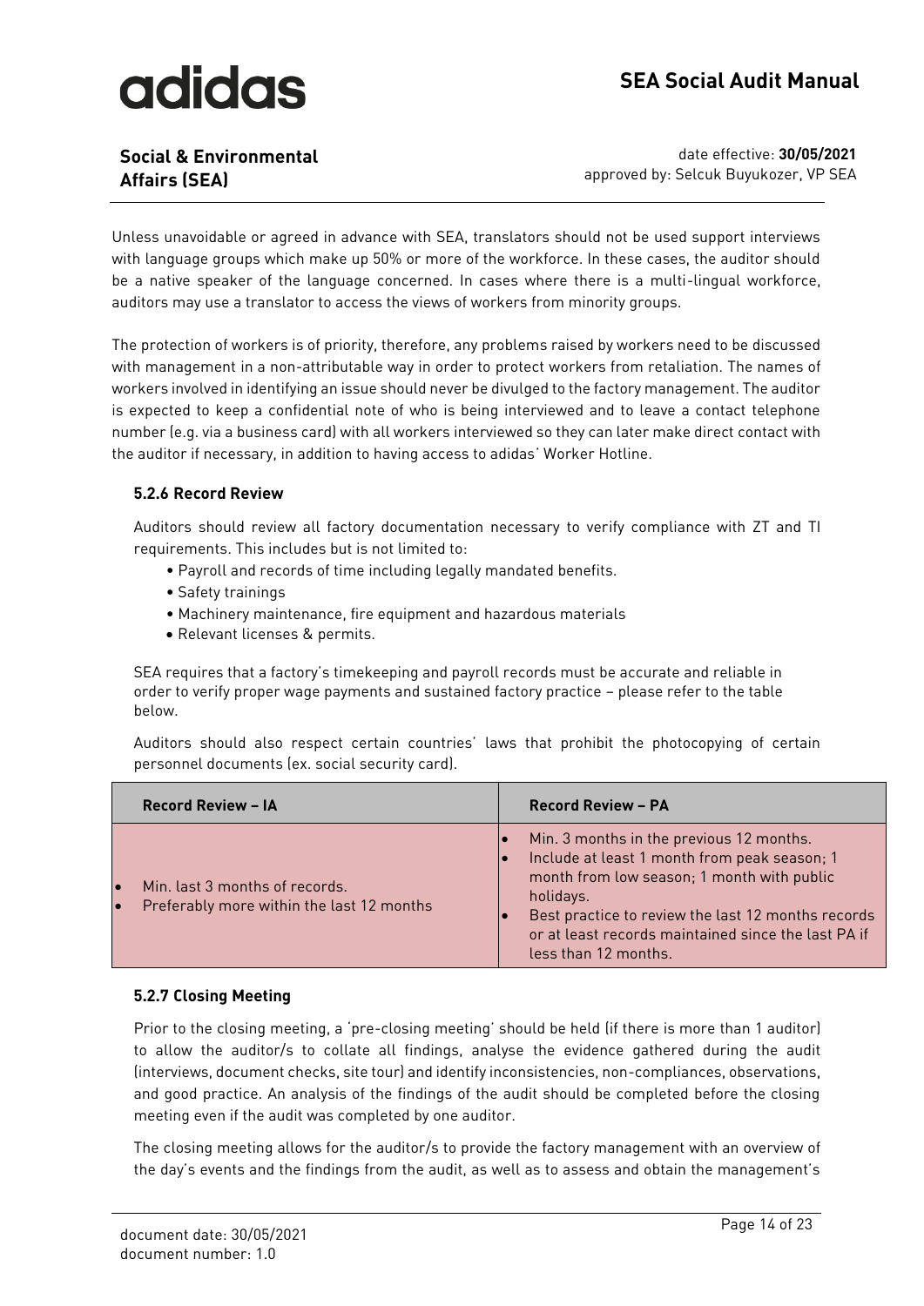Unless unavoidable or agreed in advance with SEA, translators should not be used support interviews with language groups which make up 50% or more of the workforce. In these cases, the auditor should be a native speaker of the language concerned. In cases where there is a multi-lingual workforce, auditors may use a translator to access the views of workers from minority groups.

The protection of workers is of priority, therefore, any problems raised by workers need to be discussed with management in a non-attributable way in order to protect workers from retaliation. The names of workers involved in identifying an issue should never be divulged to the factory management. The auditor is expected to keep a confidential note of who is being interviewed and to leave a contact telephone number (e.g. via a business card) with all workers interviewed so they can later make direct contact with the auditor if necessary, in addition to having access to adidas' Worker Hotline.

### 5.2.6 Record Review

Auditors should review all factory documentation necessary to verify compliance with ZT and TI requirements. This includes but is not limited to:

- Payroll and records of time including legally mandated benefits.
- Safety trainings
- Machinery maintenance, fire equipment and hazardous materials
- Relevant licenses & permits.

SEA requires that a factory's timekeeping and payroll records must be accurate and reliable in order to verify proper wage payments and sustained factory practice – please refer to the table below.

Auditors should also respect certain countries' laws that prohibit the photocopying of certain personnel documents (ex. social security card).

| Record Review – IA | Record Review – PA |
| --- | --- |
| • Min. last 3 months of records.<br>• Preferably more within the last 12 months | • Min. 3 months in the previous 12 months.<br>• Include at least 1 month from peak season; 1 month from low season; 1 month with public holidays.<br>• Best practice to review the last 12 months records or at least records maintained since the last PA if less than 12 months. |

### 5.2.7 Closing Meeting

Prior to the closing meeting, a 'pre-closing meeting' should be held (if there is more than 1 auditor) to allow the auditor/s to collate all findings, analyse the evidence gathered during the audit (interviews, document checks, site tour) and identify inconsistencies, non-compliances, observations, and good practice. An analysis of the findings of the audit should be completed before the closing meeting even if the audit was completed by one auditor.

The closing meeting allows for the auditor/s to provide the factory management with an overview of the day's events and the findings from the audit, as well as to assess and obtain the management's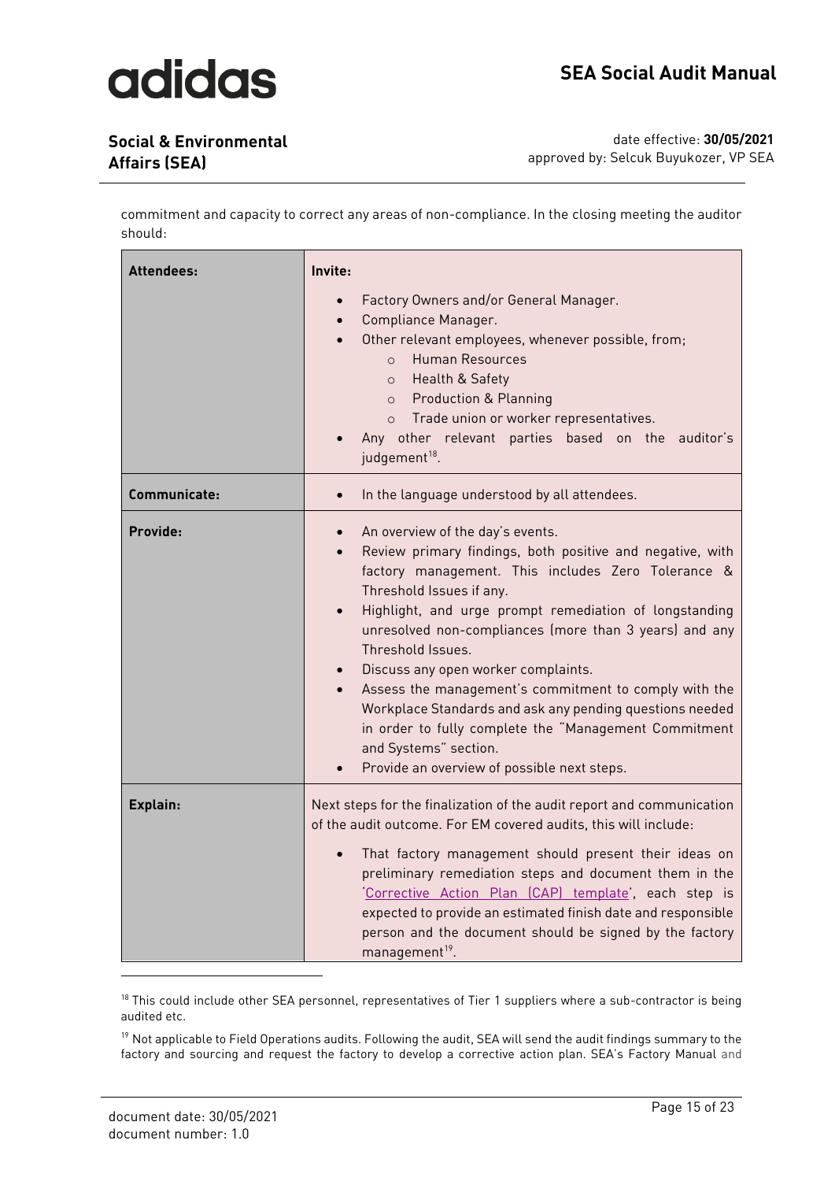commitment and capacity to correct any areas of non-compliance. In the closing meeting the auditor should:

| | |
|---|---|
| **Attendees:** | **Invite:**<br>• Factory Owners and/or General Manager.<br>• Compliance Manager.<br>• Other relevant employees, whenever possible, from;<br>  ○ Human Resources<br>  ○ Health & Safety<br>  ○ Production & Planning<br>  ○ Trade union or worker representatives.<br>• Any other relevant parties based on the auditor's judgement[18]. |
| **Communicate:** | • In the language understood by all attendees. |
| **Provide:** | • An overview of the day's events.<br>• Review primary findings, both positive and negative, with factory management. This includes Zero Tolerance & Threshold Issues if any.<br>• Highlight, and urge prompt remediation of longstanding unresolved non-compliances (more than 3 years) and any Threshold Issues.<br>• Discuss any open worker complaints.<br>• Assess the management's commitment to comply with the Workplace Standards and ask any pending questions needed in order to fully complete the "Management Commitment and Systems" section.<br>• Provide an overview of possible next steps. |
| **Explain:** | Next steps for the finalization of the audit report and communication of the audit outcome. For EM covered audits, this will include:<br>• That factory management should present their ideas on preliminary remediation steps and document them in the 'Corrective Action Plan (CAP) template', each step is expected to provide an estimated finish date and responsible person and the document should be signed by the factory management[19]. |

[18] This could include other SEA personnel, representatives of Tier 1 suppliers where a sub-contractor is being audited etc.

[19] Not applicable to Field Operations audits. Following the audit, SEA will send the audit findings summary to the factory and sourcing and request the factory to develop a corrective action plan. SEA's Factory Manual and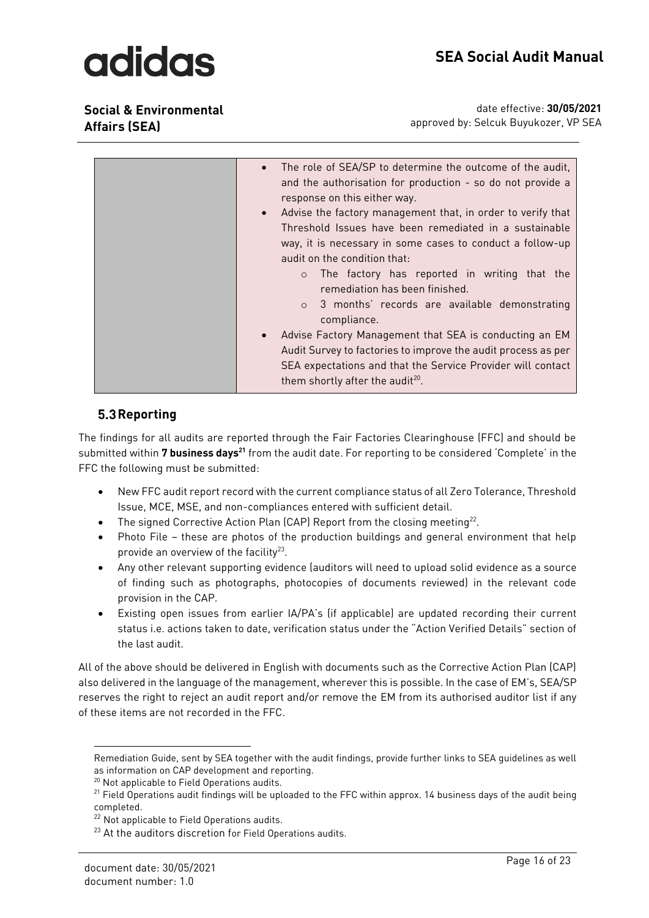| | |
|---|---|
| | • The role of SEA/SP to determine the outcome of the audit, and the authorisation for production - so do not provide a response on this either way.<br>• Advise the factory management that, in order to verify that Threshold Issues have been remediated in a sustainable way, it is necessary in some cases to conduct a follow-up audit on the condition that:<br>  ○ The factory has reported in writing that the remediation has been finished.<br>  ○ 3 months' records are available demonstrating compliance.<br>• Advise Factory Management that SEA is conducting an EM Audit Survey to factories to improve the audit process as per SEA expectations and that the Service Provider will contact them shortly after the audit[20]. |

## 5.3 Reporting

The findings for all audits are reported through the Fair Factories Clearinghouse (FFC) and should be submitted within **7 business days**[21] from the audit date. For reporting to be considered 'Complete' in the FFC the following must be submitted:

- New FFC audit report record with the current compliance status of all Zero Tolerance, Threshold Issue, MCE, MSE, and non-compliances entered with sufficient detail.
- The signed Corrective Action Plan (CAP) Report from the closing meeting[22].
- Photo File – these are photos of the production buildings and general environment that help provide an overview of the facility[23].
- Any other relevant supporting evidence (auditors will need to upload solid evidence as a source of finding such as photographs, photocopies of documents reviewed) in the relevant code provision in the CAP.
- Existing open issues from earlier IA/PA's (if applicable) are updated recording their current status i.e. actions taken to date, verification status under the "Action Verified Details" section of the last audit.

All of the above should be delivered in English with documents such as the Corrective Action Plan (CAP) also delivered in the language of the management, wherever this is possible. In the case of EM's, SEA/SP reserves the right to reject an audit report and/or remove the EM from its authorised auditor list if any of these items are not recorded in the FFC.

---

Remediation Guide, sent by SEA together with the audit findings, provide further links to SEA guidelines as well as information on CAP development and reporting.

[20] Not applicable to Field Operations audits.

[21] Field Operations audit findings will be uploaded to the FFC within approx. 14 business days of the audit being completed.

[22] Not applicable to Field Operations audits.

[23] At the auditors discretion for Field Operations audits.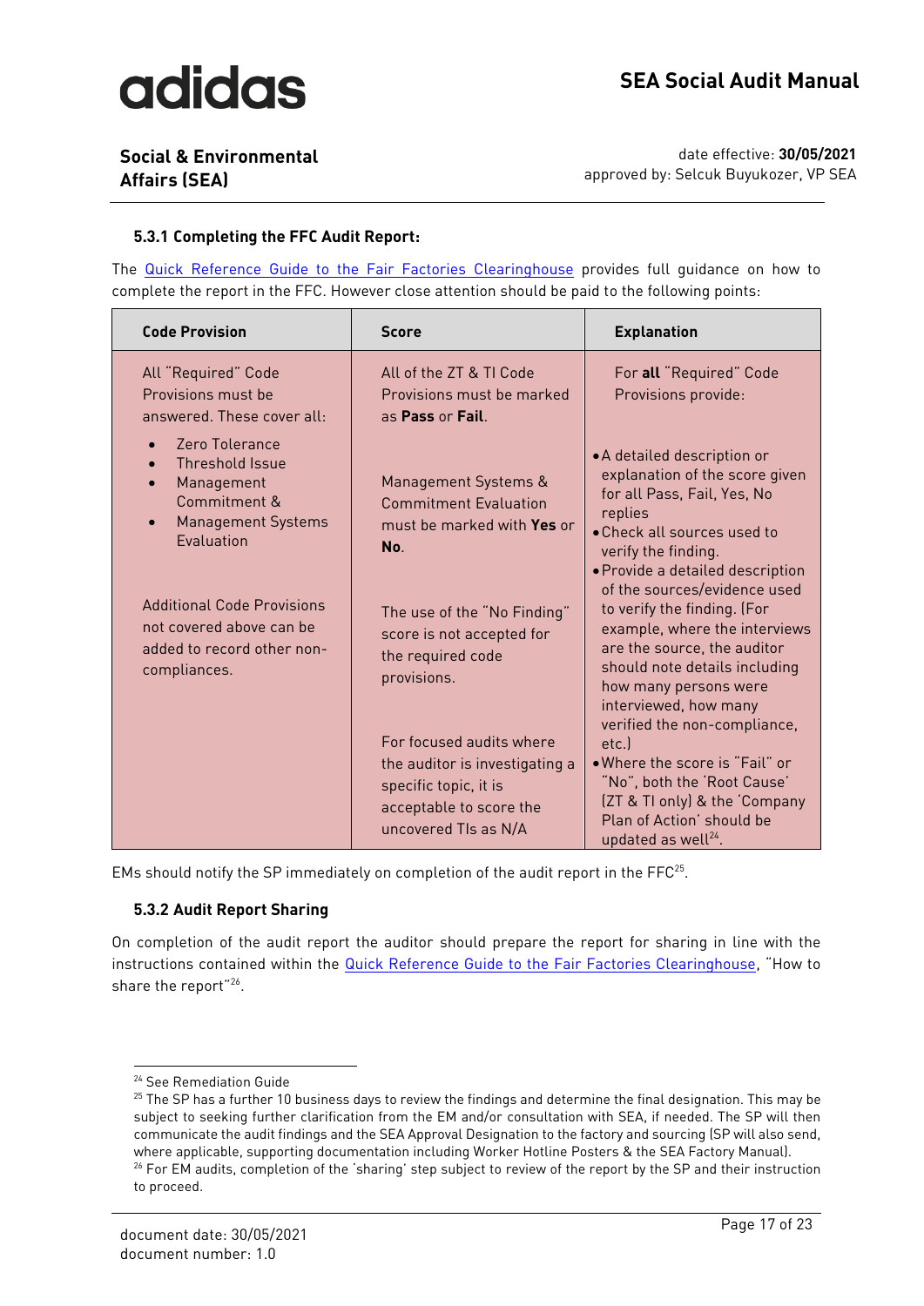### 5.3.1 Completing the FFC Audit Report:

The Quick Reference Guide to the Fair Factories Clearinghouse provides full guidance on how to complete the report in the FFC. However close attention should be paid to the following points:

| Code Provision | Score | Explanation |
| --- | --- | --- |
| All "Required" Code Provisions must be answered. These cover all:<br>• Zero Tolerance<br>• Threshold Issue<br>• Management Commitment &<br>• Management Systems Evaluation<br><br>Additional Code Provisions not covered above can be added to record other non-compliances. | All of the ZT & TI Code Provisions must be marked as **Pass** or **Fail**.<br><br>Management Systems & Commitment Evaluation must be marked with **Yes** or **No**.<br><br>The use of the "No Finding" score is not accepted for the required code provisions.<br><br>For focused audits where the auditor is investigating a specific topic, it is acceptable to score the uncovered TIs as N/A | For **all** "Required" Code Provisions provide:<br><br>• A detailed description or explanation of the score given for all Pass, Fail, Yes, No replies<br>• Check all sources used to verify the finding.<br>• Provide a detailed description of the sources/evidence used to verify the finding. (For example, where the interviews are the source, the auditor should note details including how many persons were interviewed, how many verified the non-compliance, etc.)<br>• Where the score is "Fail" or "No", both the 'Root Cause' (ZT & TI only) & the 'Company Plan of Action' should be updated as well[24]. |

EMs should notify the SP immediately on completion of the audit report in the FFC[25].

### 5.3.2 Audit Report Sharing

On completion of the audit report the auditor should prepare the report for sharing in line with the instructions contained within the Quick Reference Guide to the Fair Factories Clearinghouse, "How to share the report"[26].

---

[24] See Remediation Guide

[25] The SP has a further 10 business days to review the findings and determine the final designation. This may be subject to seeking further clarification from the EM and/or consultation with SEA, if needed. The SP will then communicate the audit findings and the SEA Approval Designation to the factory and sourcing (SP will also send, where applicable, supporting documentation including Worker Hotline Posters & the SEA Factory Manual).

[26] For EM audits, completion of the 'sharing' step subject to review of the report by the SP and their instruction to proceed.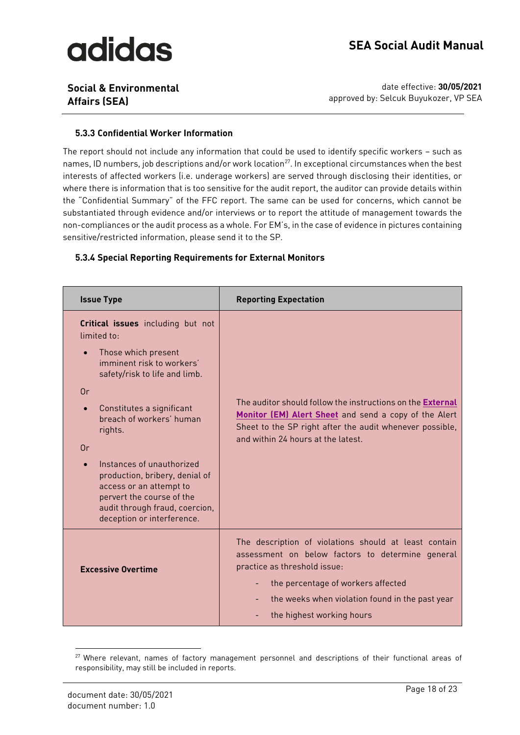### 5.3.3 Confidential Worker Information

The report should not include any information that could be used to identify specific workers – such as names, ID numbers, job descriptions and/or work location[27]. In exceptional circumstances when the best interests of affected workers (i.e. underage workers) are served through disclosing their identities, or where there is information that is too sensitive for the audit report, the auditor can provide details within the "Confidential Summary" of the FFC report. The same can be used for concerns, which cannot be substantiated through evidence and/or interviews or to report the attitude of management towards the non-compliances or the audit process as a whole. For EM's, in the case of evidence in pictures containing sensitive/restricted information, please send it to the SP.

### 5.3.4 Special Reporting Requirements for External Monitors

| Issue Type | Reporting Expectation |
|---|---|
| **Critical issues** including but not limited to:<br>• Those which present imminent risk to workers' safety/risk to life and limb.<br>Or<br>• Constitutes a significant breach of workers' human rights.<br>Or<br>• Instances of unauthorized production, bribery, denial of access or an attempt to pervert the course of the audit through fraud, coercion, deception or interference. | The auditor should follow the instructions on the **External Monitor (EM) Alert Sheet** and send a copy of the Alert Sheet to the SP right after the audit whenever possible, and within 24 hours at the latest. |
| **Excessive Overtime** | The description of violations should at least contain assessment on below factors to determine general practice as threshold issue:<br>- the percentage of workers affected<br>- the weeks when violation found in the past year<br>- the highest working hours |

[27] Where relevant, names of factory management personnel and descriptions of their functional areas of responsibility, may still be included in reports.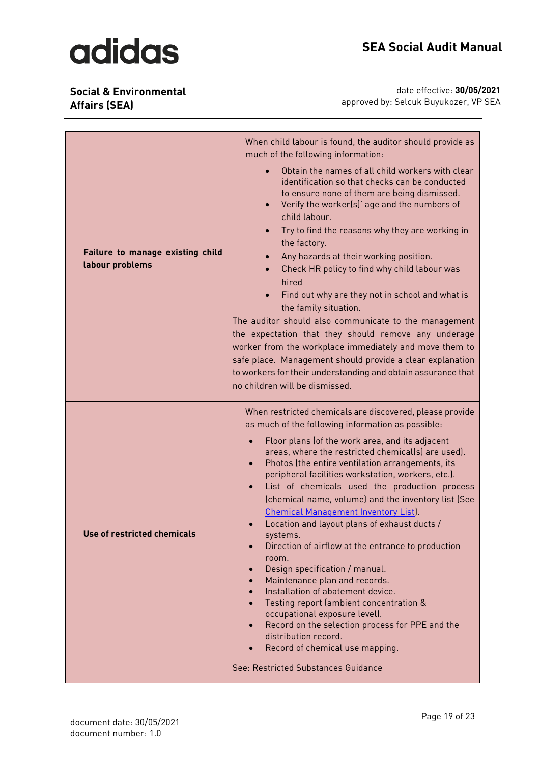| | |
|---|---|
| **Failure to manage existing child labour problems** | When child labour is found, the auditor should provide as much of the following information:<br>• Obtain the names of all child workers with clear identification so that checks can be conducted to ensure none of them are being dismissed.<br>• Verify the worker(s)' age and the numbers of child labour.<br>• Try to find the reasons why they are working in the factory.<br>• Any hazards at their working position.<br>• Check HR policy to find why child labour was hired<br>• Find out why are they not in school and what is the family situation.<br>The auditor should also communicate to the management the expectation that they should remove any underage worker from the workplace immediately and move them to safe place. Management should provide a clear explanation to workers for their understanding and obtain assurance that no children will be dismissed. |
| **Use of restricted chemicals** | When restricted chemicals are discovered, please provide as much of the following information as possible:<br>• Floor plans (of the work area, and its adjacent areas, where the restricted chemical(s) are used).<br>• Photos (the entire ventilation arrangements, its peripheral facilities workstation, workers, etc.).<br>• List of chemicals used the production process (chemical name, volume) and the inventory list (See Chemical Management Inventory List).<br>• Location and layout plans of exhaust ducts / systems.<br>• Direction of airflow at the entrance to production room.<br>• Design specification / manual.<br>• Maintenance plan and records.<br>• Installation of abatement device.<br>• Testing report (ambient concentration & occupational exposure level).<br>• Record on the selection process for PPE and the distribution record.<br>• Record of chemical use mapping.<br><br>See: Restricted Substances Guidance |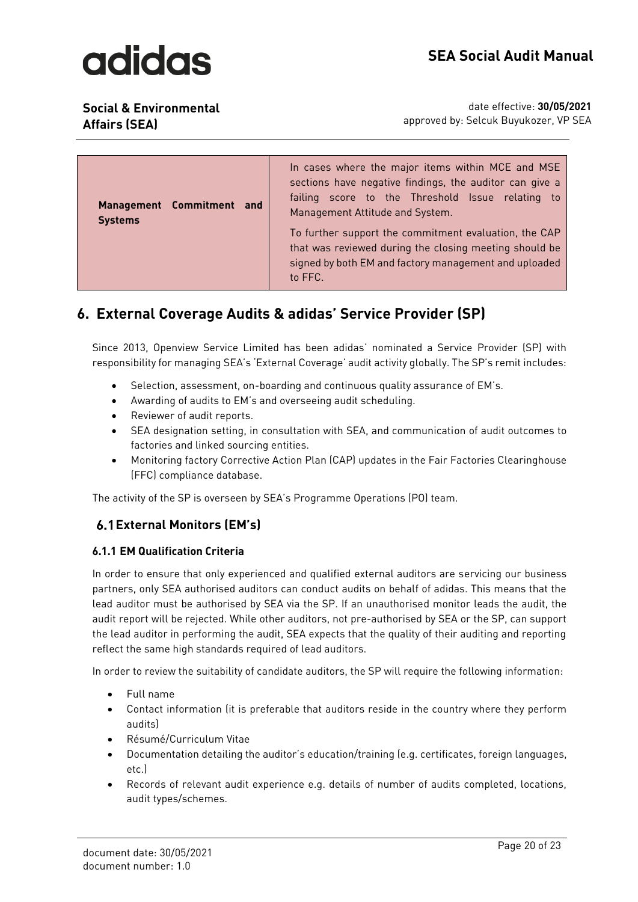| **Management Commitment and Systems** | In cases where the major items within MCE and MSE sections have negative findings, the auditor can give a failing score to the Threshold Issue relating to Management Attitude and System.<br><br>To further support the commitment evaluation, the CAP that was reviewed during the closing meeting should be signed by both EM and factory management and uploaded to FFC. |
|---|---|

## 6. External Coverage Audits & adidas' Service Provider (SP)

Since 2013, Openview Service Limited has been adidas' nominated a Service Provider (SP) with responsibility for managing SEA's 'External Coverage' audit activity globally. The SP's remit includes:

- Selection, assessment, on-boarding and continuous quality assurance of EM's.
- Awarding of audits to EM's and overseeing audit scheduling.
- Reviewer of audit reports.
- SEA designation setting, in consultation with SEA, and communication of audit outcomes to factories and linked sourcing entities.
- Monitoring factory Corrective Action Plan (CAP) updates in the Fair Factories Clearinghouse (FFC) compliance database.

The activity of the SP is overseen by SEA's Programme Operations (PO) team.

### 6.1 External Monitors (EM's)

#### 6.1.1 EM Qualification Criteria

In order to ensure that only experienced and qualified external auditors are servicing our business partners, only SEA authorised auditors can conduct audits on behalf of adidas. This means that the lead auditor must be authorised by SEA via the SP. If an unauthorised monitor leads the audit, the audit report will be rejected. While other auditors, not pre-authorised by SEA or the SP, can support the lead auditor in performing the audit, SEA expects that the quality of their auditing and reporting reflect the same high standards required of lead auditors.

In order to review the suitability of candidate auditors, the SP will require the following information:

- Full name
- Contact information (it is preferable that auditors reside in the country where they perform audits)
- Résumé/Curriculum Vitae
- Documentation detailing the auditor's education/training (e.g. certificates, foreign languages, etc.)
- Records of relevant audit experience e.g. details of number of audits completed, locations, audit types/schemes.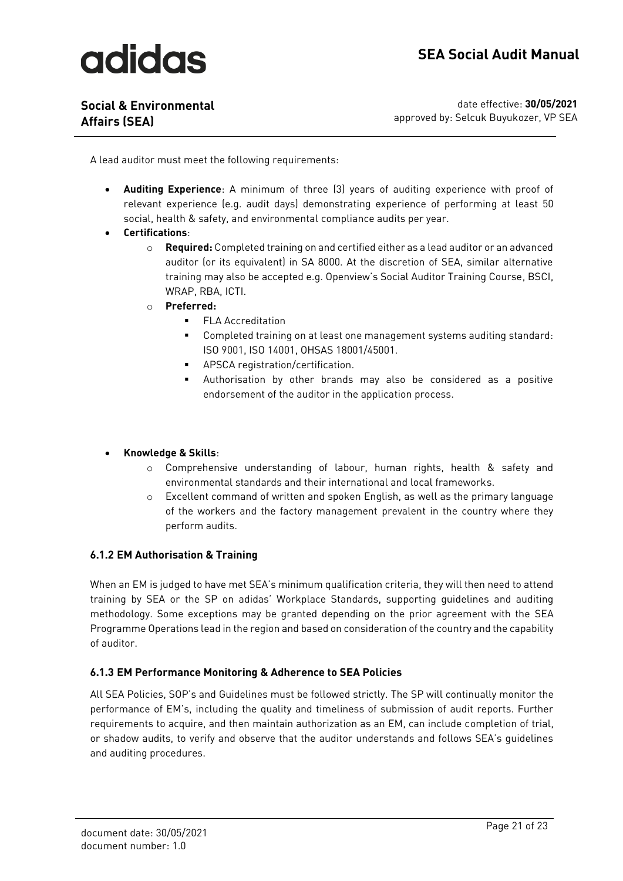A lead auditor must meet the following requirements:

- **Auditing Experience**: A minimum of three (3) years of auditing experience with proof of relevant experience (e.g. audit days) demonstrating experience of performing at least 50 social, health & safety, and environmental compliance audits per year.
- **Certifications**:
  - **Required:** Completed training on and certified either as a lead auditor or an advanced auditor (or its equivalent) in SA 8000. At the discretion of SEA, similar alternative training may also be accepted e.g. Openview's Social Auditor Training Course, BSCI, WRAP, RBA, ICTI.
  - **Preferred:**
    - FLA Accreditation
    - Completed training on at least one management systems auditing standard: ISO 9001, ISO 14001, OHSAS 18001/45001.
    - APSCA registration/certification.
    - Authorisation by other brands may also be considered as a positive endorsement of the auditor in the application process.
- **Knowledge & Skills**:
  - Comprehensive understanding of labour, human rights, health & safety and environmental standards and their international and local frameworks.
  - Excellent command of written and spoken English, as well as the primary language of the workers and the factory management prevalent in the country where they perform audits.

#### 6.1.2 EM Authorisation & Training

When an EM is judged to have met SEA's minimum qualification criteria, they will then need to attend training by SEA or the SP on adidas' Workplace Standards, supporting guidelines and auditing methodology. Some exceptions may be granted depending on the prior agreement with the SEA Programme Operations lead in the region and based on consideration of the country and the capability of auditor.

#### 6.1.3 EM Performance Monitoring & Adherence to SEA Policies

All SEA Policies, SOP's and Guidelines must be followed strictly. The SP will continually monitor the performance of EM's, including the quality and timeliness of submission of audit reports. Further requirements to acquire, and then maintain authorization as an EM, can include completion of trial, or shadow audits, to verify and observe that the auditor understands and follows SEA's guidelines and auditing procedures.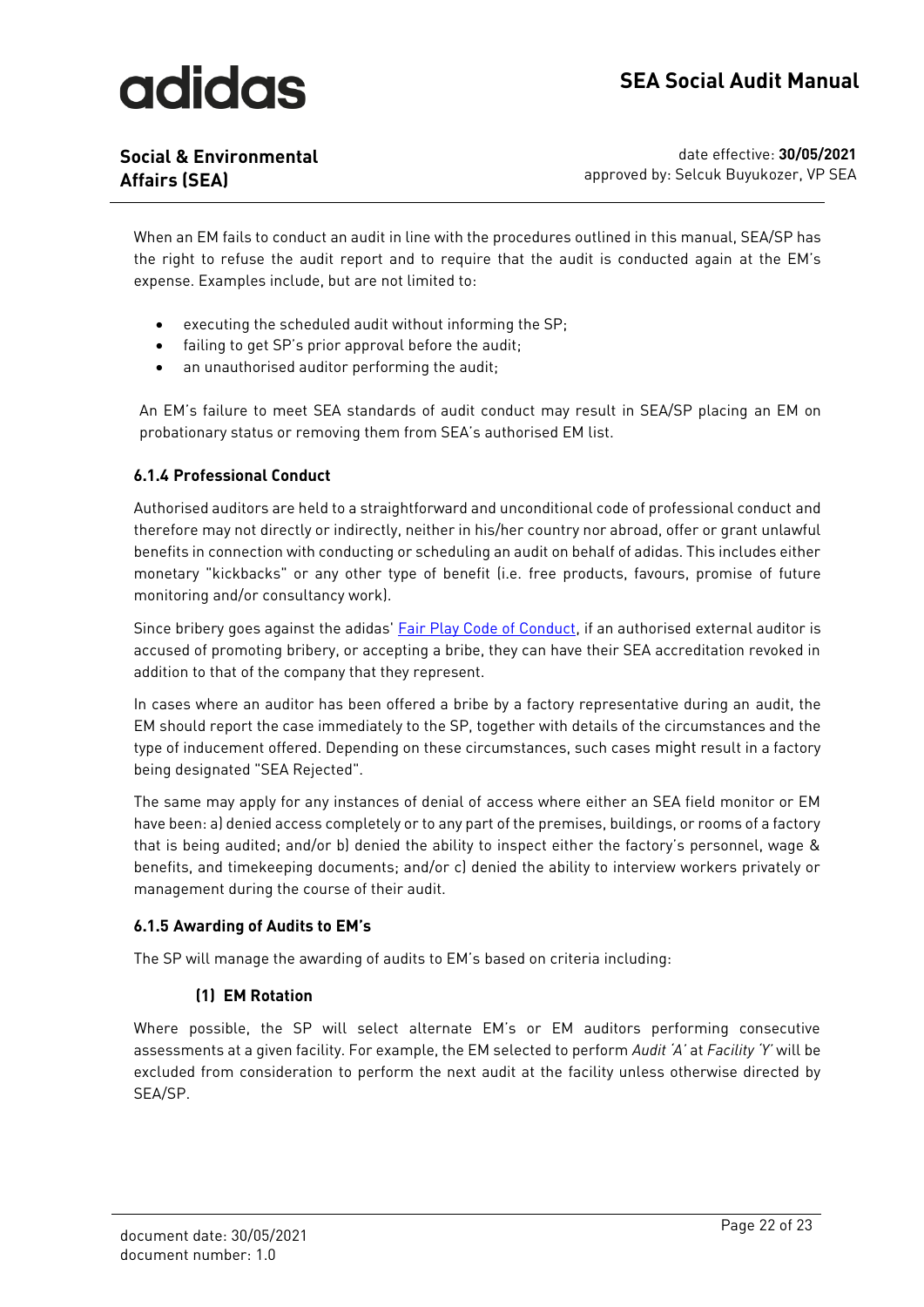When an EM fails to conduct an audit in line with the procedures outlined in this manual, SEA/SP has the right to refuse the audit report and to require that the audit is conducted again at the EM's expense. Examples include, but are not limited to:

- executing the scheduled audit without informing the SP;
- failing to get SP's prior approval before the audit;
- an unauthorised auditor performing the audit;

An EM's failure to meet SEA standards of audit conduct may result in SEA/SP placing an EM on probationary status or removing them from SEA's authorised EM list.

### 6.1.4 Professional Conduct

Authorised auditors are held to a straightforward and unconditional code of professional conduct and therefore may not directly or indirectly, neither in his/her country nor abroad, offer or grant unlawful benefits in connection with conducting or scheduling an audit on behalf of adidas. This includes either monetary "kickbacks" or any other type of benefit (i.e. free products, favours, promise of future monitoring and/or consultancy work).

Since bribery goes against the adidas' Fair Play Code of Conduct, if an authorised external auditor is accused of promoting bribery, or accepting a bribe, they can have their SEA accreditation revoked in addition to that of the company that they represent.

In cases where an auditor has been offered a bribe by a factory representative during an audit, the EM should report the case immediately to the SP, together with details of the circumstances and the type of inducement offered. Depending on these circumstances, such cases might result in a factory being designated "SEA Rejected".

The same may apply for any instances of denial of access where either an SEA field monitor or EM have been: a) denied access completely or to any part of the premises, buildings, or rooms of a factory that is being audited; and/or b) denied the ability to inspect either the factory's personnel, wage & benefits, and timekeeping documents; and/or c) denied the ability to interview workers privately or management during the course of their audit.

### 6.1.5 Awarding of Audits to EM's

The SP will manage the awarding of audits to EM's based on criteria including:

#### (1) EM Rotation

Where possible, the SP will select alternate EM's or EM auditors performing consecutive assessments at a given facility. For example, the EM selected to perform *Audit 'A'* at *Facility 'Y'* will be excluded from consideration to perform the next audit at the facility unless otherwise directed by SEA/SP.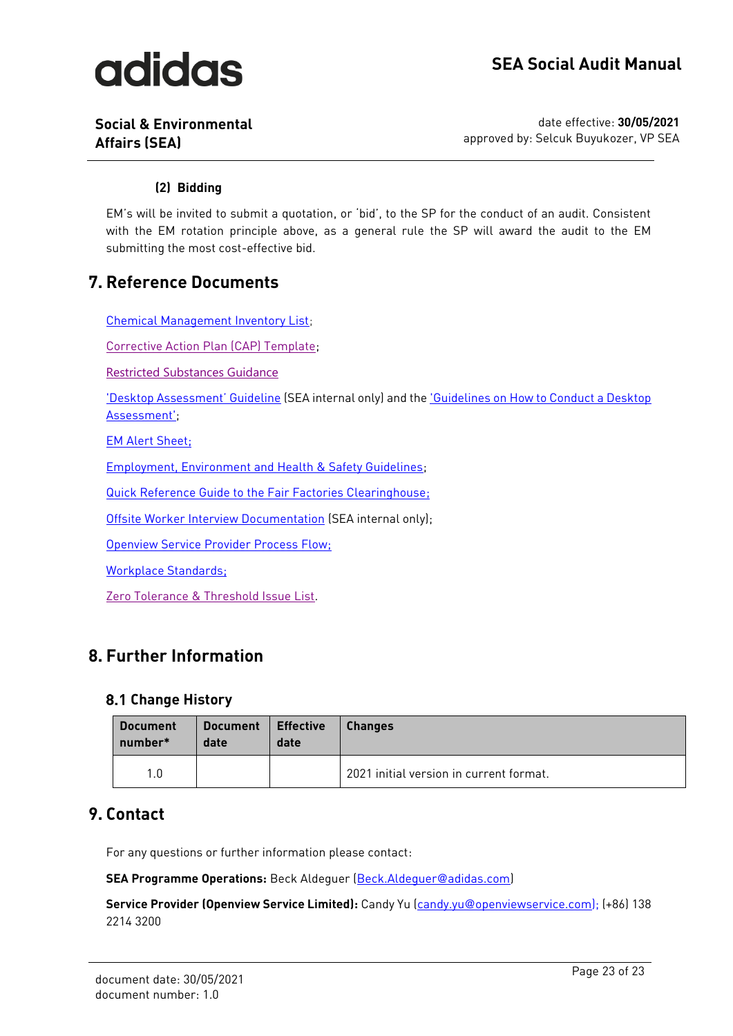#### (2) Bidding

EM's will be invited to submit a quotation, or 'bid', to the SP for the conduct of an audit. Consistent with the EM rotation principle above, as a general rule the SP will award the audit to the EM submitting the most cost-effective bid.

## 7. Reference Documents

Chemical Management Inventory List;

Corrective Action Plan (CAP) Template;

Restricted Substances Guidance

'Desktop Assessment' Guideline (SEA internal only) and the 'Guidelines on How to Conduct a Desktop Assessment';

EM Alert Sheet;

Employment, Environment and Health & Safety Guidelines;

Quick Reference Guide to the Fair Factories Clearinghouse;

Offsite Worker Interview Documentation (SEA internal only);

Openview Service Provider Process Flow;

Workplace Standards;

Zero Tolerance & Threshold Issue List.

## 8. Further Information

### 8.1 Change History

| Document number* | Document date | Effective date | Changes |
|---|---|---|---|
| 1.0 | | | 2021 initial version in current format. |

## 9. Contact

For any questions or further information please contact:

**SEA Programme Operations:** Beck Aldeguer (Beck.Aldeguer@adidas.com)

**Service Provider (Openview Service Limited):** Candy Yu (candy.yu@openviewservice.com); (+86) 138 2214 3200